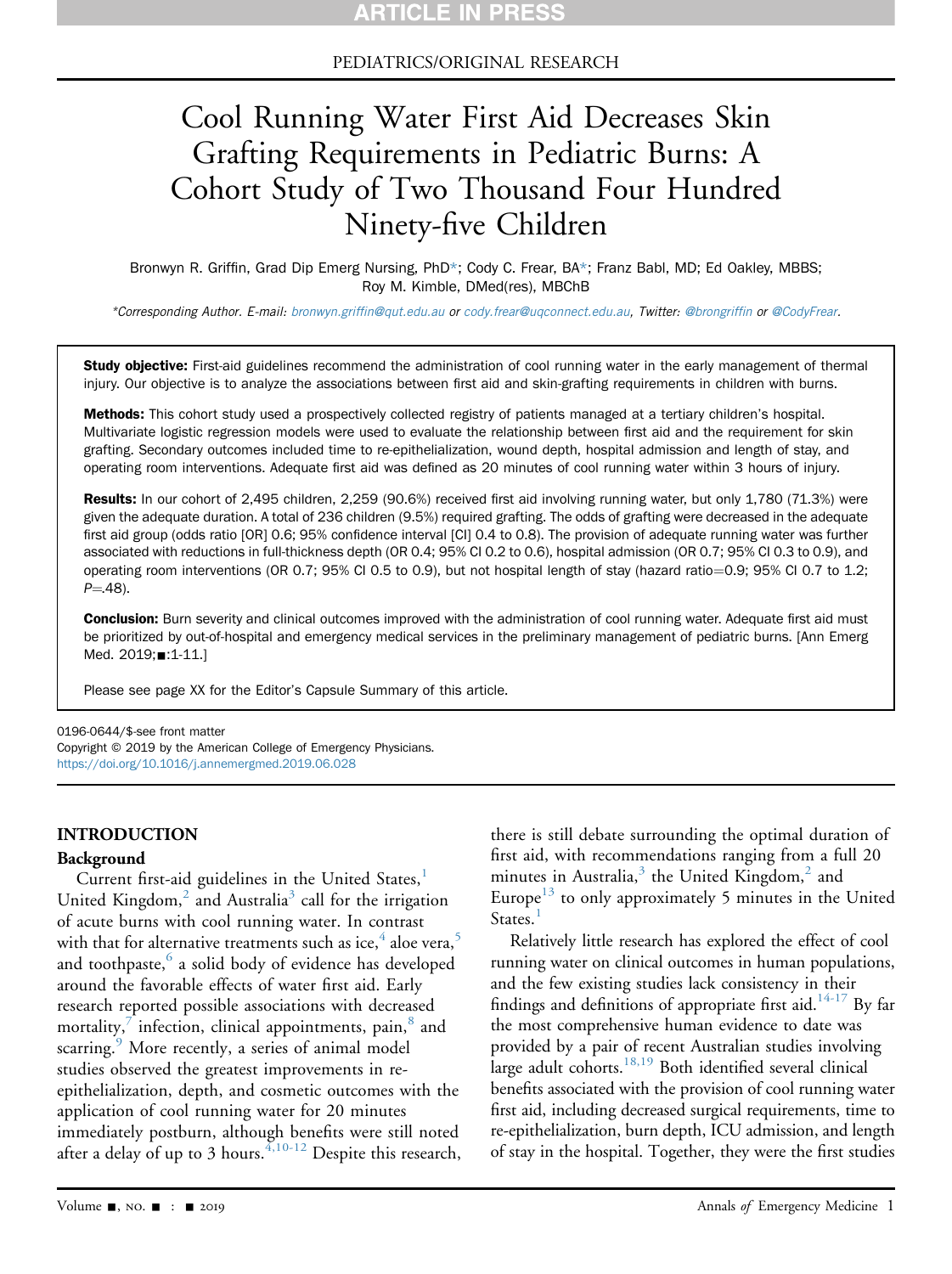PEDIATRICS/ORIGINAL RESEARCH

# Cool Running Water First Aid Decreases Skin Grafting Requirements in Pediatric Burns: A Cohort Study of Two Thousand Four Hundred Ninety-five Children

Bronwyn R. Griffin, Grad Dip Emerg Nursing, PhD*; Cody C. Frear, BA*; Franz Babl, MD; Ed Oakley, MBBS; Roy M. Kimble, DMed(res), MBChB

*Corresponding Author. E-mail: bronwyn.griffin@qut.edu.au or cody.frear@uqconnect.edu.au, Twitter: @brongriffin or @CodyFrear.

**Study objective:** First-aid guidelines recommend the administration of cool running water in the early management of thermal injury. Our objective is to analyze the associations between first aid and skin-grafting requirements in children with burns.

**Methods:** This cohort study used a prospectively collected registry of patients managed at a tertiary children's hospital. Multivariate logistic regression models were used to evaluate the relationship between first aid and the requirement for skin grafting. Secondary outcomes included time to re-epithelialization, wound depth, hospital admission and length of stay, and operating room interventions. Adequate first aid was defined as 20 minutes of cool running water within 3 hours of injury.

**Results:** In our cohort of 2,495 children, 2,259 (90.6%) received first aid involving running water, but only 1,780 (71.3%) were given the adequate duration. A total of 236 children (9.5%) required grafting. The odds of grafting were decreased in the adequate first aid group (odds ratio [OR] 0.6; 95% confidence interval [CI] 0.4 to 0.8). The provision of adequate running water was further associated with reductions in full-thickness depth (OR 0.4; 95% CI 0.2 to 0.6), hospital admission (OR 0.7; 95% CI 0.3 to 0.9), and operating room interventions (OR 0.7; 95% CI 0.5 to 0.9), but not hospital length of stay (hazard ratio=0.9; 95% CI 0.7 to 1.2; $P$=.48).

**Conclusion:** Burn severity and clinical outcomes improved with the administration of cool running water. Adequate first aid must be prioritized by out-of-hospital and emergency medical services in the preliminary management of pediatric burns. [Ann Emerg Med. 2019;■:1-11.]

Please see page XX for the Editor's Capsule Summary of this article.

0196-0644/$-see front matter
Copyright © 2019 by the American College of Emergency Physicians.
https://doi.org/10.1016/j.annemergmed.2019.06.028

## INTRODUCTION

### Background

Current first-aid guidelines in the United States,[1] United Kingdom,[2] and Australia[3] call for the irrigation of acute burns with cool running water. In contrast with that for alternative treatments such as ice,[4] aloe vera,[5] and toothpaste,[6] a solid body of evidence has developed around the favorable effects of water first aid. Early research reported possible associations with decreased mortality,[7] infection, clinical appointments, pain,[8] and scarring.[9] More recently, a series of animal model studies observed the greatest improvements in re-epithelialization, depth, and cosmetic outcomes with the application of cool running water for 20 minutes immediately postburn, although benefits were still noted after a delay of up to 3 hours.[4,10-12] Despite this research, there is still debate surrounding the optimal duration of first aid, with recommendations ranging from a full 20 minutes in Australia,[3] the United Kingdom,[2] and Europe[13] to only approximately 5 minutes in the United States.[1]

Relatively little research has explored the effect of cool running water on clinical outcomes in human populations, and the few existing studies lack consistency in their findings and definitions of appropriate first aid.[14-17] By far the most comprehensive human evidence to date was provided by a pair of recent Australian studies involving large adult cohorts.[18,19] Both identified several clinical benefits associated with the provision of cool running water first aid, including decreased surgical requirements, time to re-epithelialization, burn depth, ICU admission, and length of stay in the hospital. Together, they were the first studies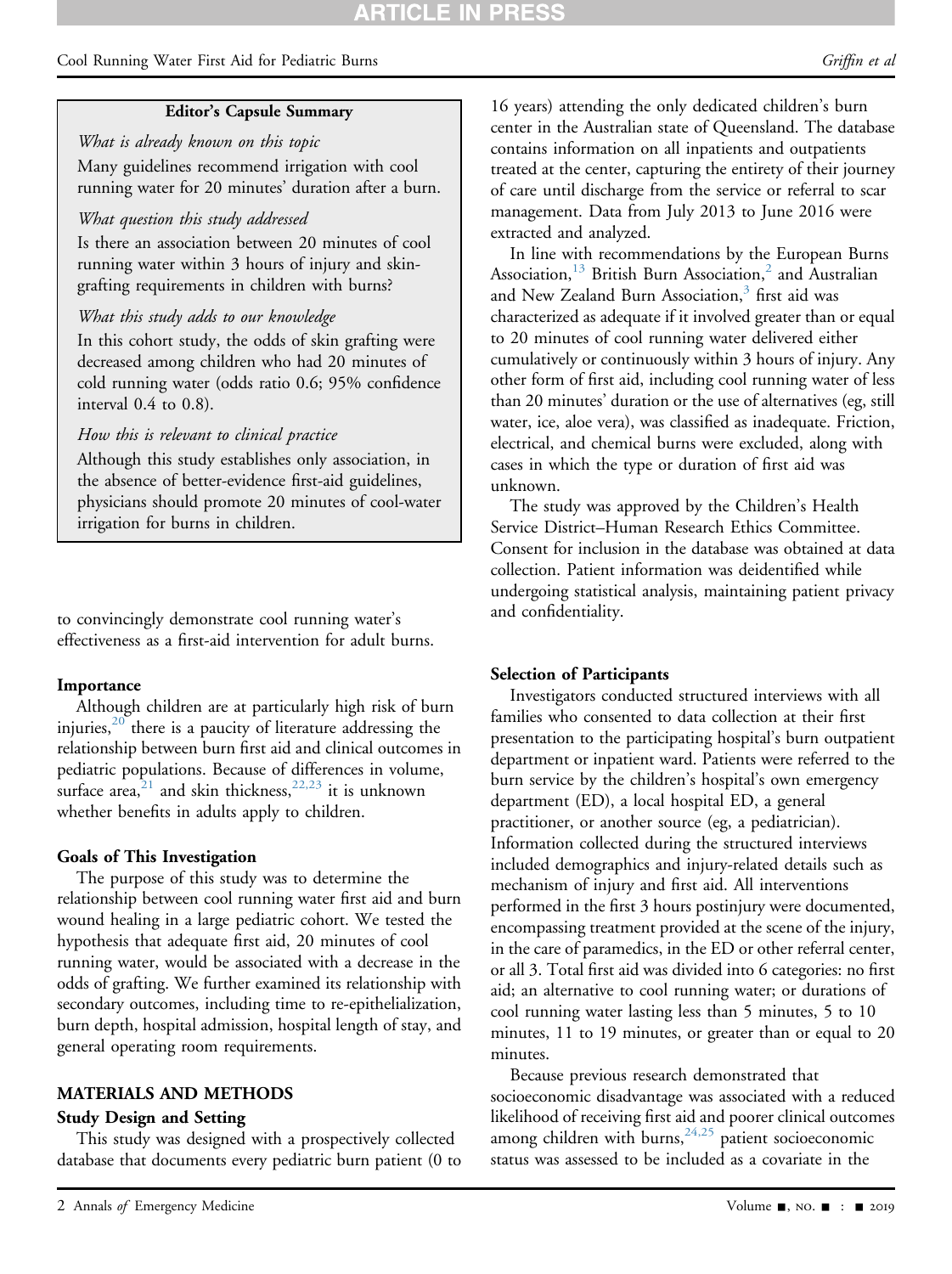**Editor's Capsule Summary**

*What is already known on this topic*

Many guidelines recommend irrigation with cool running water for 20 minutes' duration after a burn.

*What question this study addressed*

Is there an association between 20 minutes of cool running water within 3 hours of injury and skin-grafting requirements in children with burns?

*What this study adds to our knowledge*

In this cohort study, the odds of skin grafting were decreased among children who had 20 minutes of cold running water (odds ratio 0.6; 95% confidence interval 0.4 to 0.8).

*How this is relevant to clinical practice*

Although this study establishes only association, in the absence of better-evidence first-aid guidelines, physicians should promote 20 minutes of cool-water irrigation for burns in children.

to convincingly demonstrate cool running water's effectiveness as a first-aid intervention for adult burns.

### Importance

Although children are at particularly high risk of burn injuries,[20] there is a paucity of literature addressing the relationship between burn first aid and clinical outcomes in pediatric populations. Because of differences in volume, surface area,[21] and skin thickness,[22,23] it is unknown whether benefits in adults apply to children.

### Goals of This Investigation

The purpose of this study was to determine the relationship between cool running water first aid and burn wound healing in a large pediatric cohort. We tested the hypothesis that adequate first aid, 20 minutes of cool running water, would be associated with a decrease in the odds of grafting. We further examined its relationship with secondary outcomes, including time to re-epithelialization, burn depth, hospital admission, hospital length of stay, and general operating room requirements.

## MATERIALS AND METHODS

### Study Design and Setting

This study was designed with a prospectively collected database that documents every pediatric burn patient (0 to 16 years) attending the only dedicated children's burn center in the Australian state of Queensland. The database contains information on all inpatients and outpatients treated at the center, capturing the entirety of their journey of care until discharge from the service or referral to scar management. Data from July 2013 to June 2016 were extracted and analyzed.

In line with recommendations by the European Burns Association,[13] British Burn Association,[2] and Australian and New Zealand Burn Association,[3] first aid was characterized as adequate if it involved greater than or equal to 20 minutes of cool running water delivered either cumulatively or continuously within 3 hours of injury. Any other form of first aid, including cool running water of less than 20 minutes' duration or the use of alternatives (eg, still water, ice, aloe vera), was classified as inadequate. Friction, electrical, and chemical burns were excluded, along with cases in which the type or duration of first aid was unknown.

The study was approved by the Children's Health Service District–Human Research Ethics Committee. Consent for inclusion in the database was obtained at data collection. Patient information was deidentified while undergoing statistical analysis, maintaining patient privacy and confidentiality.

### Selection of Participants

Investigators conducted structured interviews with all families who consented to data collection at their first presentation to the participating hospital's burn outpatient department or inpatient ward. Patients were referred to the burn service by the children's hospital's own emergency department (ED), a local hospital ED, a general practitioner, or another source (eg, a pediatrician). Information collected during the structured interviews included demographics and injury-related details such as mechanism of injury and first aid. All interventions performed in the first 3 hours postinjury were documented, encompassing treatment provided at the scene of the injury, in the care of paramedics, in the ED or other referral center, or all 3. Total first aid was divided into 6 categories: no first aid; an alternative to cool running water; or durations of cool running water lasting less than 5 minutes, 5 to 10 minutes, 11 to 19 minutes, or greater than or equal to 20 minutes.

Because previous research demonstrated that socioeconomic disadvantage was associated with a reduced likelihood of receiving first aid and poorer clinical outcomes among children with burns,[24,25] patient socioeconomic status was assessed to be included as a covariate in the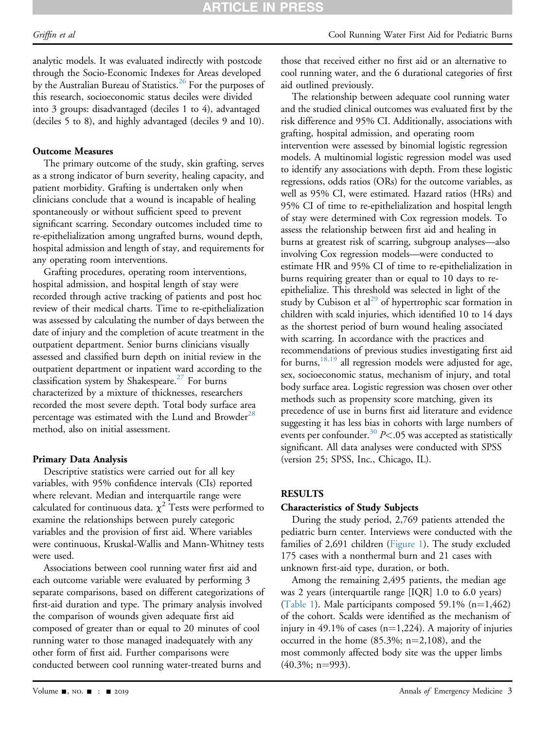analytic models. It was evaluated indirectly with postcode through the Socio-Economic Indexes for Areas developed by the Australian Bureau of Statistics.[26] For the purposes of this research, socioeconomic status deciles were divided into 3 groups: disadvantaged (deciles 1 to 4), advantaged (deciles 5 to 8), and highly advantaged (deciles 9 and 10).

### Outcome Measures

The primary outcome of the study, skin grafting, serves as a strong indicator of burn severity, healing capacity, and patient morbidity. Grafting is undertaken only when clinicians conclude that a wound is incapable of healing spontaneously or without sufficient speed to prevent significant scarring. Secondary outcomes included time to re-epithelialization among ungrafted burns, wound depth, hospital admission and length of stay, and requirements for any operating room interventions.

Grafting procedures, operating room interventions, hospital admission, and hospital length of stay were recorded through active tracking of patients and post hoc review of their medical charts. Time to re-epithelialization was assessed by calculating the number of days between the date of injury and the completion of acute treatment in the outpatient department. Senior burns clinicians visually assessed and classified burn depth on initial review in the outpatient department or inpatient ward according to the classification system by Shakespeare.[27] For burns characterized by a mixture of thicknesses, researchers recorded the most severe depth. Total body surface area percentage was estimated with the Lund and Browder[28] method, also on initial assessment.

### Primary Data Analysis

Descriptive statistics were carried out for all key variables, with 95% confidence intervals (CIs) reported where relevant. Median and interquartile range were calculated for continuous data. $\chi^2$ Tests were performed to examine the relationships between purely categoric variables and the provision of first aid. Where variables were continuous, Kruskal-Wallis and Mann-Whitney tests were used.

Associations between cool running water first aid and each outcome variable were evaluated by performing 3 separate comparisons, based on different categorizations of first-aid duration and type. The primary analysis involved the comparison of wounds given adequate first aid composed of greater than or equal to 20 minutes of cool running water to those managed inadequately with any other form of first aid. Further comparisons were conducted between cool running water-treated burns and those that received either no first aid or an alternative to cool running water, and the 6 durational categories of first aid outlined previously.

The relationship between adequate cool running water and the studied clinical outcomes was evaluated first by the risk difference and 95% CI. Additionally, associations with grafting, hospital admission, and operating room intervention were assessed by binomial logistic regression models. A multinomial logistic regression model was used to identify any associations with depth. From these logistic regressions, odds ratios (ORs) for the outcome variables, as well as 95% CI, were estimated. Hazard ratios (HRs) and 95% CI of time to re-epithelialization and hospital length of stay were determined with Cox regression models. To assess the relationship between first aid and healing in burns at greatest risk of scarring, subgroup analyses—also involving Cox regression models—were conducted to estimate HR and 95% CI of time to re-epithelialization in burns requiring greater than or equal to 10 days to re-epithelialize. This threshold was selected in light of the study by Cubison et al[29] of hypertrophic scar formation in children with scald injuries, which identified 10 to 14 days as the shortest period of burn wound healing associated with scarring. In accordance with the practices and recommendations of previous studies investigating first aid for burns,[18,19] all regression models were adjusted for age, sex, socioeconomic status, mechanism of injury, and total body surface area. Logistic regression was chosen over other methods such as propensity score matching, given its precedence of use in burns first aid literature and evidence suggesting it has less bias in cohorts with large numbers of events per confounder.[30] $P<.05$ was accepted as statistically significant. All data analyses were conducted with SPSS (version 25; SPSS, Inc., Chicago, IL).

## RESULTS

### Characteristics of Study Subjects

During the study period, 2,769 patients attended the pediatric burn center. Interviews were conducted with the families of 2,691 children (Figure 1). The study excluded 175 cases with a nonthermal burn and 21 cases with unknown first-aid type, duration, or both.

Among the remaining 2,495 patients, the median age was 2 years (interquartile range [IQR] 1.0 to 6.0 years) (Table 1). Male participants composed 59.1% (n=1,462) of the cohort. Scalds were identified as the mechanism of injury in 49.1% of cases (n=1,224). A majority of injuries occurred in the home (85.3%; n=2,108), and the most commonly affected body site was the upper limbs (40.3%; n=993).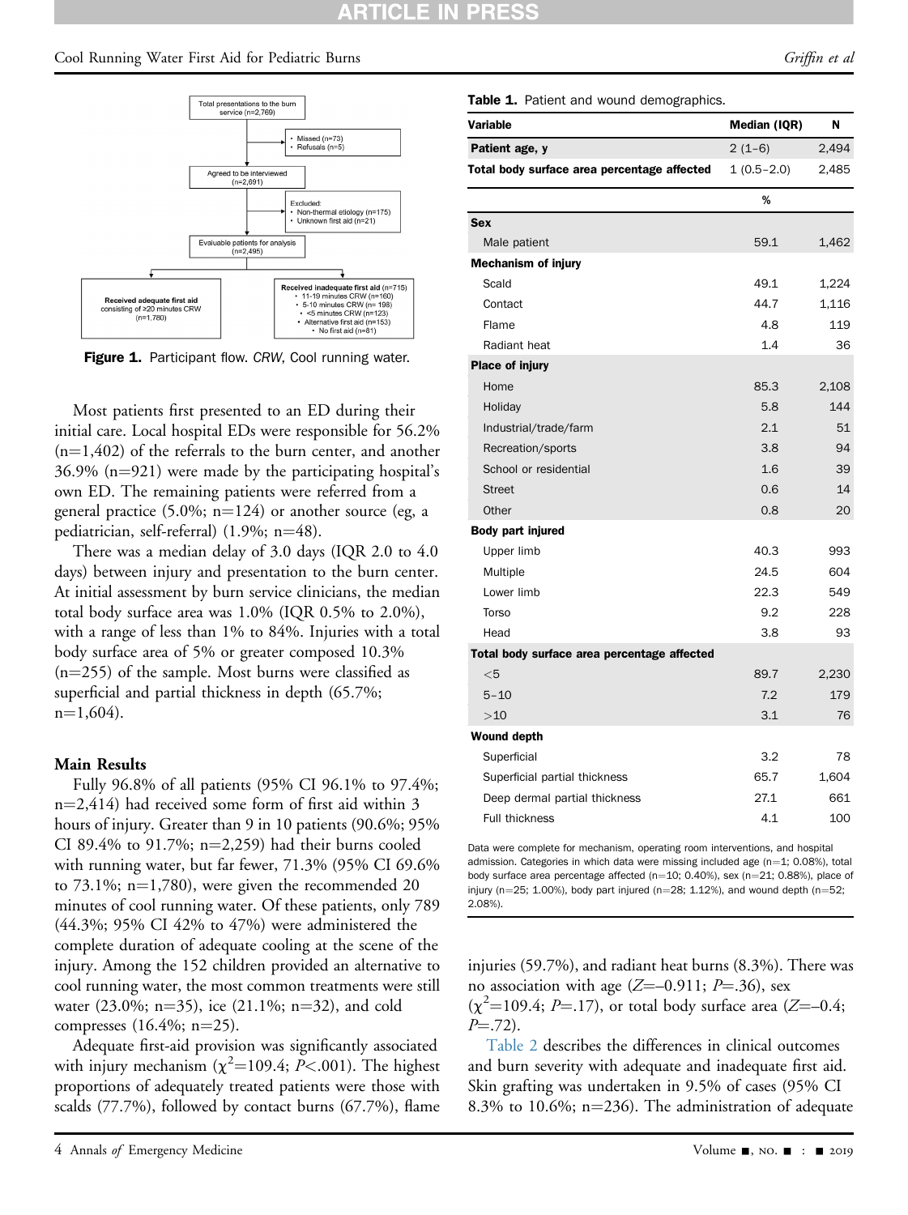Total presentations to the burn service (n=2,769)

- Missed (n=73)
- Refusals (n=5)

Agreed to be interviewed (n=2,691)

Excluded:
- Non-thermal etiology (n=175)
- Unknown first aid (n=21)

Evaluable patients for analysis (n=2,495)

**Received adequate first aid** consisting of ≥20 minutes CRW (n=1,780)

**Received inadequate first aid** (n=715)
- 11-19 minutes CRW (n=160)
- 5-10 minutes CRW (n= 198)
- <5 minutes CRW (n=123)
- Alternative first aid (n=153)
- No first aid (n=81)

**Figure 1.** Participant flow. *CRW*, Cool running water.

Most patients first presented to an ED during their initial care. Local hospital EDs were responsible for 56.2% (n=1,402) of the referrals to the burn center, and another 36.9% (n=921) were made by the participating hospital's own ED. The remaining patients were referred from a general practice (5.0%; n=124) or another source (eg, a pediatrician, self-referral) (1.9%; n=48).

There was a median delay of 3.0 days (IQR 2.0 to 4.0 days) between injury and presentation to the burn center. At initial assessment by burn service clinicians, the median total body surface area was 1.0% (IQR 0.5% to 2.0%), with a range of less than 1% to 84%. Injuries with a total body surface area of 5% or greater composed 10.3% (n=255) of the sample. Most burns were classified as superficial and partial thickness in depth (65.7%; n=1,604).

## Main Results

Fully 96.8% of all patients (95% CI 96.1% to 97.4%; n=2,414) had received some form of first aid within 3 hours of injury. Greater than 9 in 10 patients (90.6%; 95% CI 89.4% to 91.7%; n=2,259) had their burns cooled with running water, but far fewer, 71.3% (95% CI 69.6% to 73.1%; n=1,780), were given the recommended 20 minutes of cool running water. Of these patients, only 789 (44.3%; 95% CI 42% to 47%) were administered the complete duration of adequate cooling at the scene of the injury. Among the 152 children provided an alternative to cool running water, the most common treatments were still water (23.0%; n=35), ice (21.1%; n=32), and cold compresses (16.4%; n=25).

Adequate first-aid provision was significantly associated with injury mechanism ($\chi^2$=109.4; $P$<.001). The highest proportions of adequately treated patients were those with scalds (77.7%), followed by contact burns (67.7%), flame injuries (59.7%), and radiant heat burns (8.3%). There was no association with age ($Z$=–0.911; $P$=.36), sex ($\chi^2$=109.4; $P$=.17), or total body surface area ($Z$=–0.4; $P$=.72).

**Table 1.** Patient and wound demographics.

| Variable | Median (IQR) | N |
|---|---|---|
| **Patient age, y** | 2 (1–6) | 2,494 |
| **Total body surface area percentage affected** | 1 (0.5–2.0) | 2,485 |
| | **%** | |
| **Sex** | | |
| Male patient | 59.1 | 1,462 |
| **Mechanism of injury** | | |
| Scald | 49.1 | 1,224 |
| Contact | 44.7 | 1,116 |
| Flame | 4.8 | 119 |
| Radiant heat | 1.4 | 36 |
| **Place of injury** | | |
| Home | 85.3 | 2,108 |
| Holiday | 5.8 | 144 |
| Industrial/trade/farm | 2.1 | 51 |
| Recreation/sports | 3.8 | 94 |
| School or residential | 1.6 | 39 |
| Street | 0.6 | 14 |
| Other | 0.8 | 20 |
| **Body part injured** | | |
| Upper limb | 40.3 | 993 |
| Multiple | 24.5 | 604 |
| Lower limb | 22.3 | 549 |
| Torso | 9.2 | 228 |
| Head | 3.8 | 93 |
| **Total body surface area percentage affected** | | |
| <5 | 89.7 | 2,230 |
| 5–10 | 7.2 | 179 |
| >10 | 3.1 | 76 |
| **Wound depth** | | |
| Superficial | 3.2 | 78 |
| Superficial partial thickness | 65.7 | 1,604 |
| Deep dermal partial thickness | 27.1 | 661 |
| Full thickness | 4.1 | 100 |

Data were complete for mechanism, operating room interventions, and hospital admission. Categories in which data were missing included age (n=1; 0.08%), total body surface area percentage affected (n=10; 0.40%), sex (n=21; 0.88%), place of injury (n=25; 1.00%), body part injured (n=28; 1.12%), and wound depth (n=52; 2.08%).

Table 2 describes the differences in clinical outcomes and burn severity with adequate and inadequate first aid. Skin grafting was undertaken in 9.5% of cases (95% CI 8.3% to 10.6%; n=236). The administration of adequate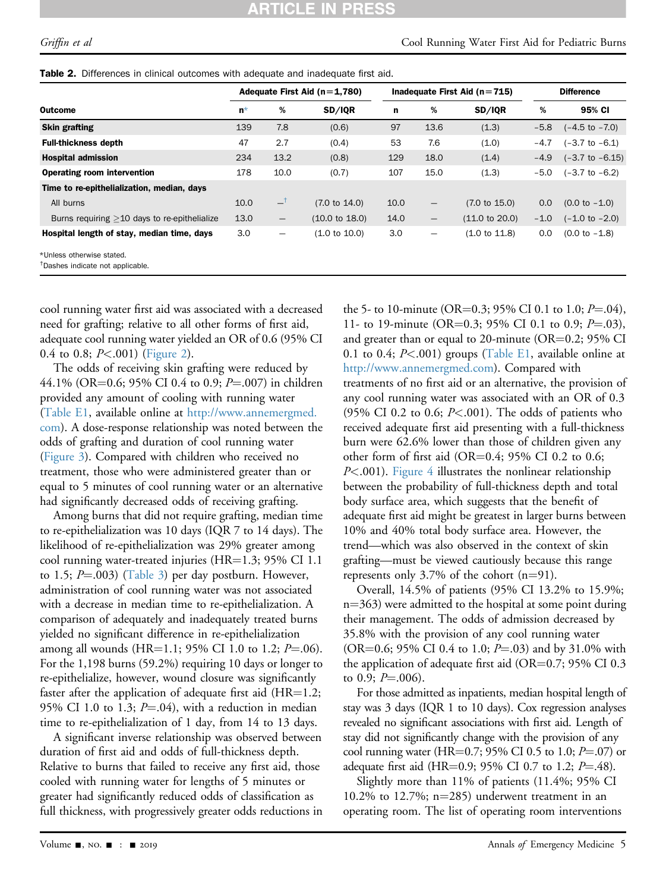**Table 2.** Differences in clinical outcomes with adequate and inadequate first aid.

| Outcome | Adequate First Aid (n=1,780) | | | Inadequate First Aid (n=715) | | | Difference | |
|---|---|---|---|---|---|---|---|---|
| | n* | % | SD/IQR | n | % | SD/IQR | % | 95% CI |
| **Skin grafting** | 139 | 7.8 | (0.6) | 97 | 13.6 | (1.3) | −5.8 | (−4.5 to −7.0) |
| **Full-thickness depth** | 47 | 2.7 | (0.4) | 53 | 7.6 | (1.0) | −4.7 | (−3.7 to −6.1) |
| **Hospital admission** | 234 | 13.2 | (0.8) | 129 | 18.0 | (1.4) | −4.9 | (−3.7 to −6.15) |
| **Operating room intervention** | 178 | 10.0 | (0.7) | 107 | 15.0 | (1.3) | −5.0 | (−3.7 to −6.2) |
| **Time to re-epithelialization, median, days** | | | | | | | | |
| All burns | 10.0 | –[†] | (7.0 to 14.0) | 10.0 | – | (7.0 to 15.0) | 0.0 | (0.0 to −1.0) |
| Burns requiring ≥10 days to re-epithelialize | 13.0 | – | (10.0 to 18.0) | 14.0 | – | (11.0 to 20.0) | −1.0 | (−1.0 to −2.0) |
| **Hospital length of stay, median time, days** | 3.0 | – | (1.0 to 10.0) | 3.0 | – | (1.0 to 11.8) | 0.0 | (0.0 to −1.8) |

*Unless otherwise stated.
[†]Dashes indicate not applicable.

cool running water first aid was associated with a decreased need for grafting; relative to all other forms of first aid, adequate cool running water yielded an OR of 0.6 (95% CI 0.4 to 0.8; $P<.001$) (Figure 2).

The odds of receiving skin grafting were reduced by 44.1% (OR=0.6; 95% CI 0.4 to 0.9; $P=.007$) in children provided any amount of cooling with running water (Table E1, available online at http://www.annemergmed.com). A dose-response relationship was noted between the odds of grafting and duration of cool running water (Figure 3). Compared with children who received no treatment, those who were administered greater than or equal to 5 minutes of cool running water or an alternative had significantly decreased odds of receiving grafting.

Among burns that did not require grafting, median time to re-epithelialization was 10 days (IQR 7 to 14 days). The likelihood of re-epithelialization was 29% greater among cool running water-treated injuries (HR=1.3; 95% CI 1.1 to 1.5; $P=.003$) (Table 3) per day postburn. However, administration of cool running water was not associated with a decrease in median time to re-epithelialization. A comparison of adequately and inadequately treated burns yielded no significant difference in re-epithelialization among all wounds (HR=1.1; 95% CI 1.0 to 1.2; $P=.06$). For the 1,198 burns (59.2%) requiring 10 days or longer to re-epithelialize, however, wound closure was significantly faster after the application of adequate first aid (HR=1.2; 95% CI 1.0 to 1.3; $P=.04$), with a reduction in median time to re-epithelialization of 1 day, from 14 to 13 days.

A significant inverse relationship was observed between duration of first aid and odds of full-thickness depth. Relative to burns that failed to receive any first aid, those cooled with running water for lengths of 5 minutes or greater had significantly reduced odds of classification as full thickness, with progressively greater odds reductions in the 5- to 10-minute (OR=0.3; 95% CI 0.1 to 1.0; $P=.04$), 11- to 19-minute (OR=0.3; 95% CI 0.1 to 0.9; $P=.03$), and greater than or equal to 20-minute (OR=0.2; 95% CI 0.1 to 0.4; $P<.001$) groups (Table E1, available online at http://www.annemergmed.com). Compared with treatments of no first aid or an alternative, the provision of any cool running water was associated with an OR of 0.3 (95% CI 0.2 to 0.6; $P<.001$). The odds of patients who received adequate first aid presenting with a full-thickness burn were 62.6% lower than those of children given any other form of first aid (OR=0.4; 95% CI 0.2 to 0.6; $P<.001$). Figure 4 illustrates the nonlinear relationship between the probability of full-thickness depth and total body surface area, which suggests that the benefit of adequate first aid might be greatest in larger burns between 10% and 40% total body surface area. However, the trend—which was also observed in the context of skin grafting—must be viewed cautiously because this range represents only 3.7% of the cohort (n=91).

Overall, 14.5% of patients (95% CI 13.2% to 15.9%; n=363) were admitted to the hospital at some point during their management. The odds of admission decreased by 35.8% with the provision of any cool running water (OR=0.6; 95% CI 0.4 to 1.0; $P=.03$) and by 31.0% with the application of adequate first aid (OR=0.7; 95% CI 0.3 to 0.9; $P=.006$).

For those admitted as inpatients, median hospital length of stay was 3 days (IQR 1 to 10 days). Cox regression analyses revealed no significant associations with first aid. Length of stay did not significantly change with the provision of any cool running water (HR=0.7; 95% CI 0.5 to 1.0; $P=.07$) or adequate first aid (HR=0.9; 95% CI 0.7 to 1.2; $P=.48$).

Slightly more than 11% of patients (11.4%; 95% CI 10.2% to 12.7%; n=285) underwent treatment in an operating room. The list of operating room interventions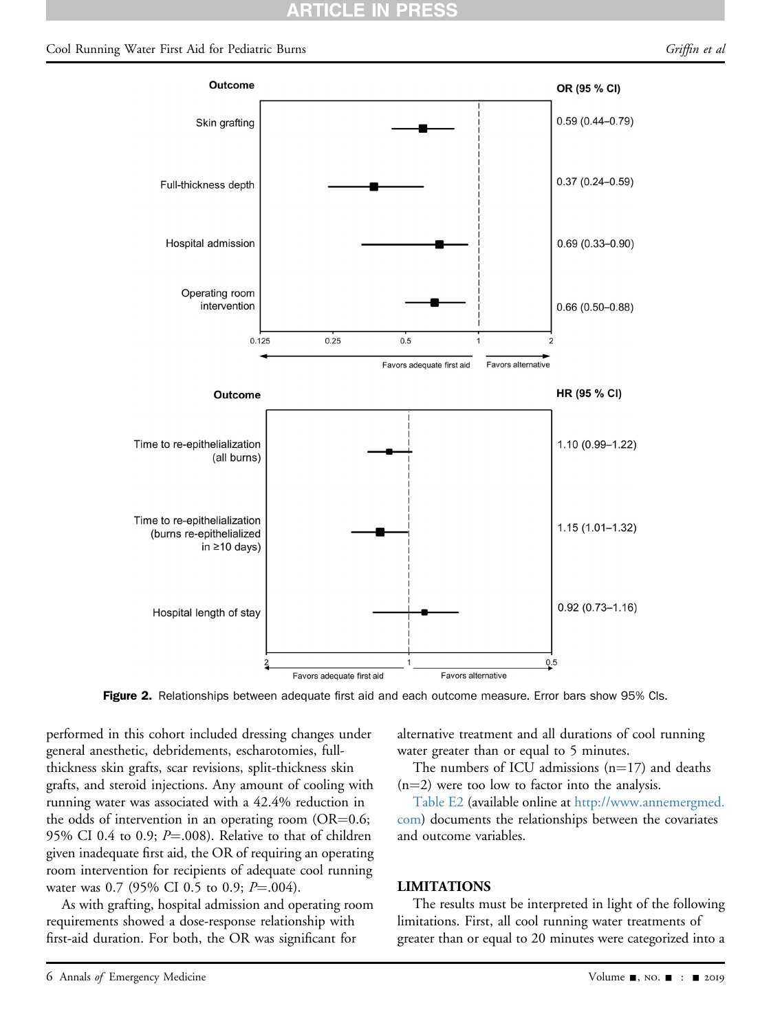**Figure 2.** Relationships between adequate first aid and each outcome measure. Error bars show 95% CIs.

performed in this cohort included dressing changes under general anesthetic, debridements, escharotomies, full-thickness skin grafts, scar revisions, split-thickness skin grafts, and steroid injections. Any amount of cooling with running water was associated with a 42.4% reduction in the odds of intervention in an operating room (OR=0.6; 95% CI 0.4 to 0.9; $P$=.008). Relative to that of children given inadequate first aid, the OR of requiring an operating room intervention for recipients of adequate cool running water was 0.7 (95% CI 0.5 to 0.9; $P$=.004).

As with grafting, hospital admission and operating room requirements showed a dose-response relationship with first-aid duration. For both, the OR was significant for alternative treatment and all durations of cool running water greater than or equal to 5 minutes.

The numbers of ICU admissions (n=17) and deaths (n=2) were too low to factor into the analysis.

Table E2 (available online at http://www.annemergmed.com) documents the relationships between the covariates and outcome variables.

## LIMITATIONS

The results must be interpreted in light of the following limitations. First, all cool running water treatments of greater than or equal to 20 minutes were categorized into a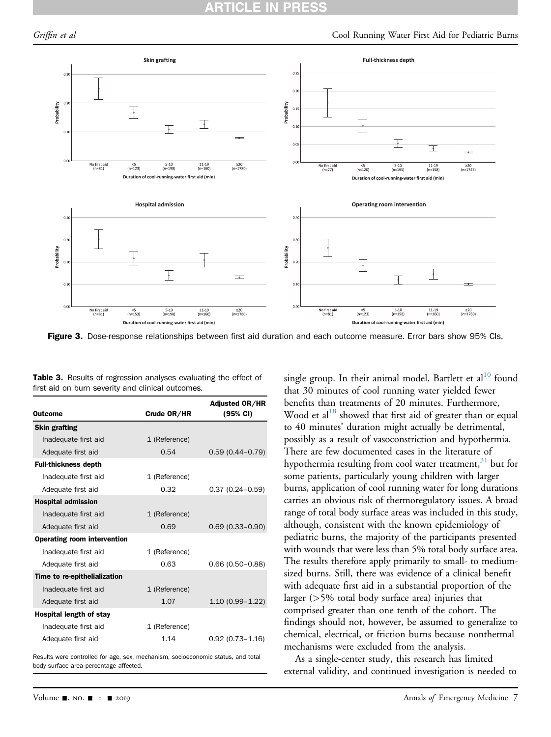Figure 3. Dose-response relationships between first aid duration and each outcome measure. Error bars show 95% CIs.

**Table 3.** Results of regression analyses evaluating the effect of first aid on burn severity and clinical outcomes.

| Outcome | Crude OR/HR | Adjusted OR/HR (95% CI) |
|---|---|---|
| **Skin grafting** | | |
| Inadequate first aid | 1 (Reference) | |
| Adequate first aid | 0.54 | 0.59 (0.44–0.79) |
| **Full-thickness depth** | | |
| Inadequate first aid | 1 (Reference) | |
| Adequate first aid | 0.32 | 0.37 (0.24–0.59) |
| **Hospital admission** | | |
| Inadequate first aid | 1 (Reference) | |
| Adequate first aid | 0.69 | 0.69 (0.33–0.90) |
| **Operating room intervention** | | |
| Inadequate first aid | 1 (Reference) | |
| Adequate first aid | 0.63 | 0.66 (0.50–0.88) |
| **Time to re-epithelialization** | | |
| Inadequate first aid | 1 (Reference) | |
| Adequate first aid | 1.07 | 1.10 (0.99–1.22) |
| **Hospital length of stay** | | |
| Inadequate first aid | 1 (Reference) | |
| Adequate first aid | 1.14 | 0.92 (0.73–1.16) |

Results were controlled for age, sex, mechanism, socioeconomic status, and total body surface area percentage affected.

single group. In their animal model, Bartlett et al[10] found that 30 minutes of cool running water yielded fewer benefits than treatments of 20 minutes. Furthermore, Wood et al[18] showed that first aid of greater than or equal to 40 minutes' duration might actually be detrimental, possibly as a result of vasoconstriction and hypothermia. There are few documented cases in the literature of hypothermia resulting from cool water treatment,[31] but for some patients, particularly young children with larger burns, application of cool running water for long durations carries an obvious risk of thermoregulatory issues. A broad range of total body surface areas was included in this study, although, consistent with the known epidemiology of pediatric burns, the majority of the participants presented with wounds that were less than 5% total body surface area. The results therefore apply primarily to small- to medium-sized burns. Still, there was evidence of a clinical benefit with adequate first aid in a substantial proportion of the larger (>5% total body surface area) injuries that comprised greater than one tenth of the cohort. The findings should not, however, be assumed to generalize to chemical, electrical, or friction burns because nonthermal mechanisms were excluded from the analysis.

As a single-center study, this research has limited external validity, and continued investigation is needed to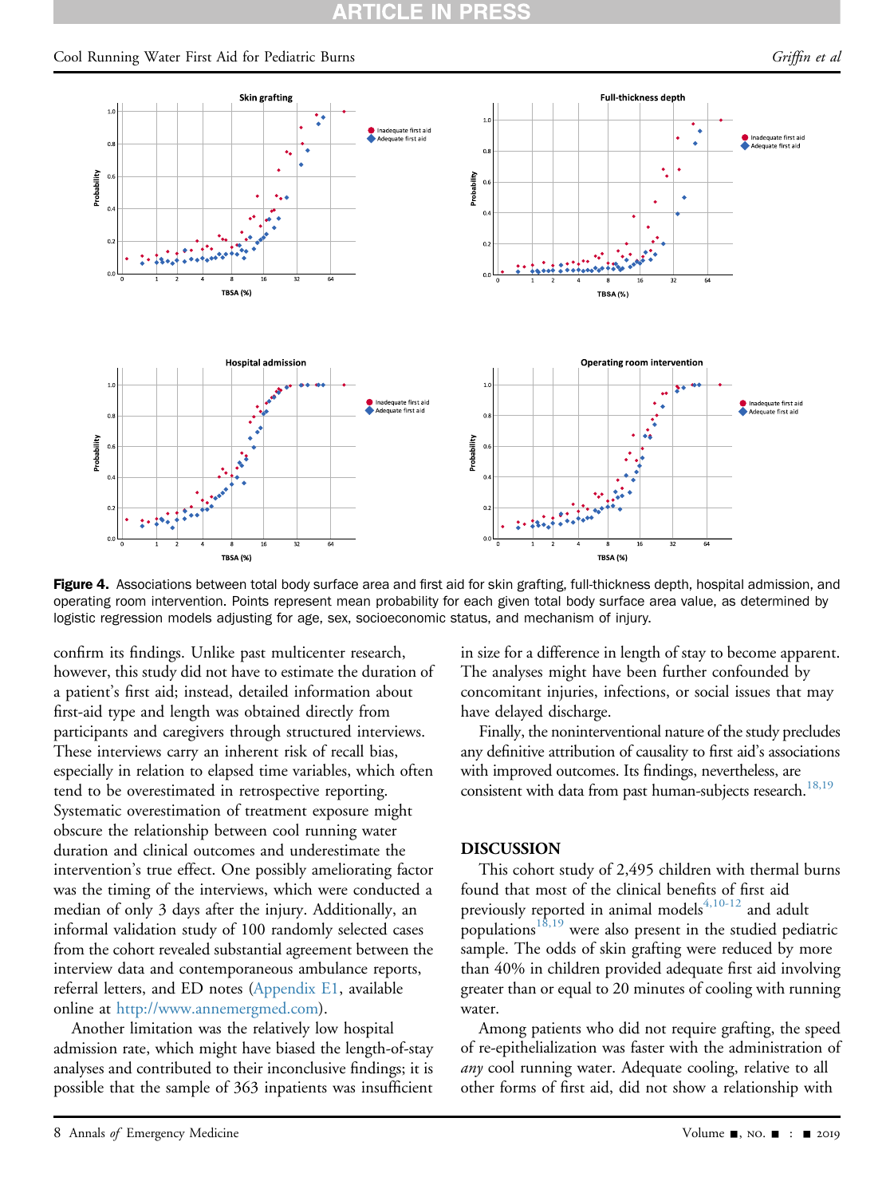Figure 4. Associations between total body surface area and first aid for skin grafting, full-thickness depth, hospital admission, and operating room intervention. Points represent mean probability for each given total body surface area value, as determined by logistic regression models adjusting for age, sex, socioeconomic status, and mechanism of injury.

confirm its findings. Unlike past multicenter research, however, this study did not have to estimate the duration of a patient's first aid; instead, detailed information about first-aid type and length was obtained directly from participants and caregivers through structured interviews. These interviews carry an inherent risk of recall bias, especially in relation to elapsed time variables, which often tend to be overestimated in retrospective reporting. Systematic overestimation of treatment exposure might obscure the relationship between cool running water duration and clinical outcomes and underestimate the intervention's true effect. One possibly ameliorating factor was the timing of the interviews, which were conducted a median of only 3 days after the injury. Additionally, an informal validation study of 100 randomly selected cases from the cohort revealed substantial agreement between the interview data and contemporaneous ambulance reports, referral letters, and ED notes (Appendix E1, available online at http://www.annemergmed.com).

Another limitation was the relatively low hospital admission rate, which might have biased the length-of-stay analyses and contributed to their inconclusive findings; it is possible that the sample of 363 inpatients was insufficient in size for a difference in length of stay to become apparent. The analyses might have been further confounded by concomitant injuries, infections, or social issues that may have delayed discharge.

Finally, the noninterventional nature of the study precludes any definitive attribution of causality to first aid's associations with improved outcomes. Its findings, nevertheless, are consistent with data from past human-subjects research.[18,19]

## DISCUSSION

This cohort study of 2,495 children with thermal burns found that most of the clinical benefits of first aid previously reported in animal models[4,10-12] and adult populations[18,19] were also present in the studied pediatric sample. The odds of skin grafting were reduced by more than 40% in children provided adequate first aid involving greater than or equal to 20 minutes of cooling with running water.

Among patients who did not require grafting, the speed of re-epithelialization was faster with the administration of *any* cool running water. Adequate cooling, relative to all other forms of first aid, did not show a relationship with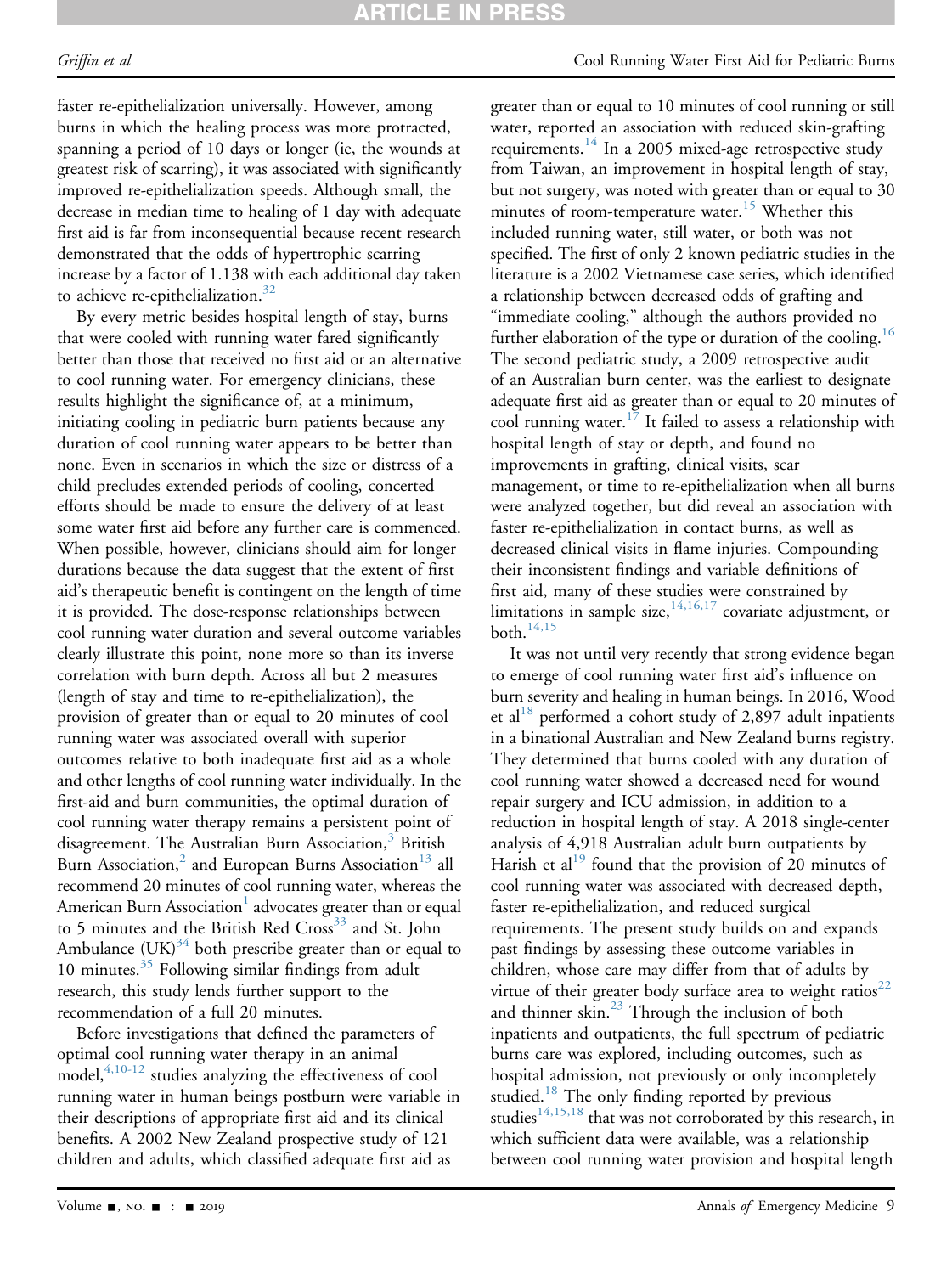faster re-epithelialization universally. However, among burns in which the healing process was more protracted, spanning a period of 10 days or longer (ie, the wounds at greatest risk of scarring), it was associated with significantly improved re-epithelialization speeds. Although small, the decrease in median time to healing of 1 day with adequate first aid is far from inconsequential because recent research demonstrated that the odds of hypertrophic scarring increase by a factor of 1.138 with each additional day taken to achieve re-epithelialization.[32]

By every metric besides hospital length of stay, burns that were cooled with running water fared significantly better than those that received no first aid or an alternative to cool running water. For emergency clinicians, these results highlight the significance of, at a minimum, initiating cooling in pediatric burn patients because any duration of cool running water appears to be better than none. Even in scenarios in which the size or distress of a child precludes extended periods of cooling, concerted efforts should be made to ensure the delivery of at least some water first aid before any further care is commenced. When possible, however, clinicians should aim for longer durations because the data suggest that the extent of first aid's therapeutic benefit is contingent on the length of time it is provided. The dose-response relationships between cool running water duration and several outcome variables clearly illustrate this point, none more so than its inverse correlation with burn depth. Across all but 2 measures (length of stay and time to re-epithelialization), the provision of greater than or equal to 20 minutes of cool running water was associated overall with superior outcomes relative to both inadequate first aid as a whole and other lengths of cool running water individually. In the first-aid and burn communities, the optimal duration of cool running water therapy remains a persistent point of disagreement. The Australian Burn Association,[3] British Burn Association,[2] and European Burns Association[13] all recommend 20 minutes of cool running water, whereas the American Burn Association[1] advocates greater than or equal to 5 minutes and the British Red Cross[33] and St. John Ambulance (UK)[34] both prescribe greater than or equal to 10 minutes.[35] Following similar findings from adult research, this study lends further support to the recommendation of a full 20 minutes.

Before investigations that defined the parameters of optimal cool running water therapy in an animal model,[4,10-12] studies analyzing the effectiveness of cool running water in human beings postburn were variable in their descriptions of appropriate first aid and its clinical benefits. A 2002 New Zealand prospective study of 121 children and adults, which classified adequate first aid as greater than or equal to 10 minutes of cool running or still water, reported an association with reduced skin-grafting requirements.[14] In a 2005 mixed-age retrospective study from Taiwan, an improvement in hospital length of stay, but not surgery, was noted with greater than or equal to 30 minutes of room-temperature water.[15] Whether this included running water, still water, or both was not specified. The first of only 2 known pediatric studies in the literature is a 2002 Vietnamese case series, which identified a relationship between decreased odds of grafting and "immediate cooling," although the authors provided no further elaboration of the type or duration of the cooling.[16] The second pediatric study, a 2009 retrospective audit of an Australian burn center, was the earliest to designate adequate first aid as greater than or equal to 20 minutes of cool running water.[17] It failed to assess a relationship with hospital length of stay or depth, and found no improvements in grafting, clinical visits, scar management, or time to re-epithelialization when all burns were analyzed together, but did reveal an association with faster re-epithelialization in contact burns, as well as decreased clinical visits in flame injuries. Compounding their inconsistent findings and variable definitions of first aid, many of these studies were constrained by limitations in sample size,[14,16,17] covariate adjustment, or both.[14,15]

It was not until very recently that strong evidence began to emerge of cool running water first aid's influence on burn severity and healing in human beings. In 2016, Wood et al[18] performed a cohort study of 2,897 adult inpatients in a binational Australian and New Zealand burns registry. They determined that burns cooled with any duration of cool running water showed a decreased need for wound repair surgery and ICU admission, in addition to a reduction in hospital length of stay. A 2018 single-center analysis of 4,918 Australian adult burn outpatients by Harish et al[19] found that the provision of 20 minutes of cool running water was associated with decreased depth, faster re-epithelialization, and reduced surgical requirements. The present study builds on and expands past findings by assessing these outcome variables in children, whose care may differ from that of adults by virtue of their greater body surface area to weight ratios[22] and thinner skin.[23] Through the inclusion of both inpatients and outpatients, the full spectrum of pediatric burns care was explored, including outcomes, such as hospital admission, not previously or only incompletely studied.[18] The only finding reported by previous studies[14,15,18] that was not corroborated by this research, in which sufficient data were available, was a relationship between cool running water provision and hospital length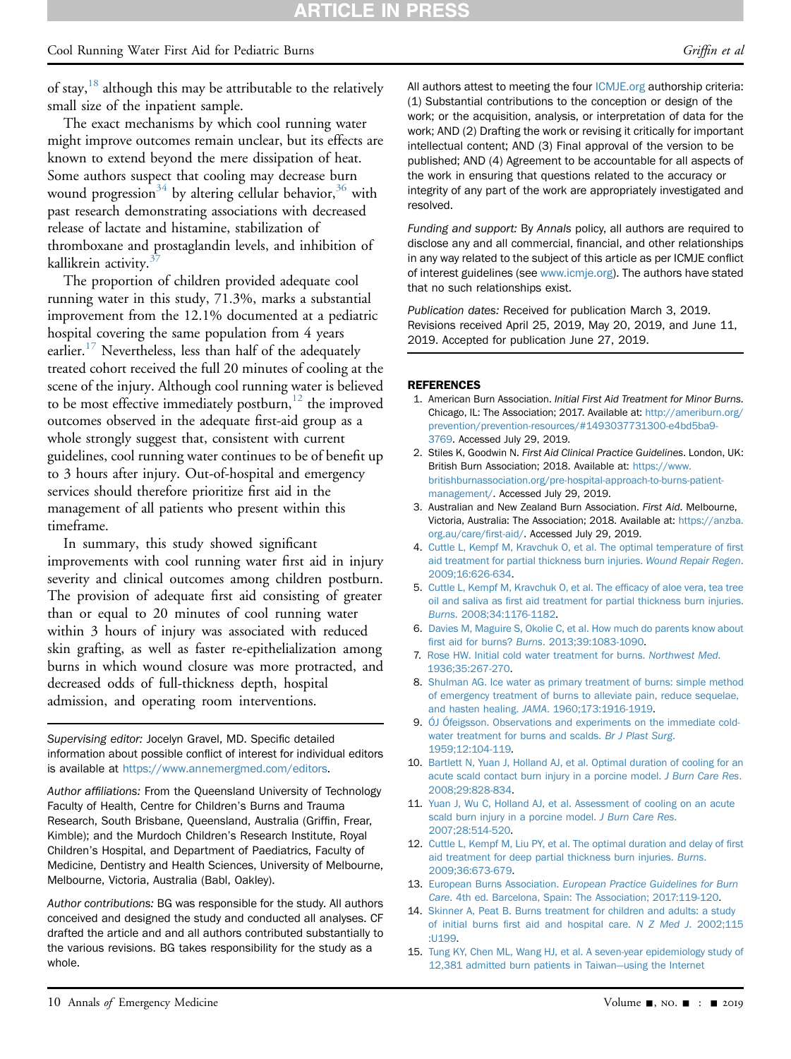of stay,[18] although this may be attributable to the relatively small size of the inpatient sample.

The exact mechanisms by which cool running water might improve outcomes remain unclear, but its effects are known to extend beyond the mere dissipation of heat. Some authors suspect that cooling may decrease burn wound progression[34] by altering cellular behavior,[36] with past research demonstrating associations with decreased release of lactate and histamine, stabilization of thromboxane and prostaglandin levels, and inhibition of kallikrein activity.[37]

The proportion of children provided adequate cool running water in this study, 71.3%, marks a substantial improvement from the 12.1% documented at a pediatric hospital covering the same population from 4 years earlier.[17] Nevertheless, less than half of the adequately treated cohort received the full 20 minutes of cooling at the scene of the injury. Although cool running water is believed to be most effective immediately postburn,[12] the improved outcomes observed in the adequate first-aid group as a whole strongly suggest that, consistent with current guidelines, cool running water continues to be of benefit up to 3 hours after injury. Out-of-hospital and emergency services should therefore prioritize first aid in the management of all patients who present within this timeframe.

In summary, this study showed significant improvements with cool running water first aid in injury severity and clinical outcomes among children postburn. The provision of adequate first aid consisting of greater than or equal to 20 minutes of cool running water within 3 hours of injury was associated with reduced skin grafting, as well as faster re-epithelialization among burns in which wound closure was more protracted, and decreased odds of full-thickness depth, hospital admission, and operating room interventions.

*Supervising editor:* Jocelyn Gravel, MD. Specific detailed information about possible conflict of interest for individual editors is available at https://www.annemergmed.com/editors.

*Author affiliations:* From the Queensland University of Technology Faculty of Health, Centre for Children's Burns and Trauma Research, South Brisbane, Queensland, Australia (Griffin, Frear, Kimble); and the Murdoch Children's Research Institute, Royal Children's Hospital, and Department of Paediatrics, Faculty of Medicine, Dentistry and Health Sciences, University of Melbourne, Melbourne, Victoria, Australia (Babl, Oakley).

*Author contributions:* BG was responsible for the study. All authors conceived and designed the study and conducted all analyses. CF drafted the article and all authors contributed substantially to the various revisions. BG takes responsibility for the study as a whole.

All authors attest to meeting the four ICMJE.org authorship criteria: (1) Substantial contributions to the conception or design of the work; or the acquisition, analysis, or interpretation of data for the work; AND (2) Drafting the work or revising it critically for important intellectual content; AND (3) Final approval of the version to be published; AND (4) Agreement to be accountable for all aspects of the work in ensuring that questions related to the accuracy or integrity of any part of the work are appropriately investigated and resolved.

*Funding and support:* By *Annals* policy, all authors are required to disclose any and all commercial, financial, and other relationships in any way related to the subject of this article as per ICMJE conflict of interest guidelines (see www.icmje.org). The authors have stated that no such relationships exist.

*Publication dates:* Received for publication March 3, 2019. Revisions received April 25, 2019, May 20, 2019, and June 11, 2019. Accepted for publication June 27, 2019.

## REFERENCES

1. American Burn Association. *Initial First Aid Treatment for Minor Burns*. Chicago, IL: The Association; 2017. Available at: http://ameriburn.org/prevention/prevention-resources/#1493037731300-e4bd5ba9-3769. Accessed July 29, 2019.
2. Stiles K, Goodwin N. *First Aid Clinical Practice Guidelines*. London, UK: British Burn Association; 2018. Available at: https://www.britishburnassociation.org/pre-hospital-approach-to-burns-patient-management/. Accessed July 29, 2019.
3. Australian and New Zealand Burn Association. *First Aid*. Melbourne, Victoria, Australia: The Association; 2018. Available at: https://anzba.org.au/care/first-aid/. Accessed July 29, 2019.
4. Cuttle L, Kempf M, Kravchuk O, et al. The optimal temperature of first aid treatment for partial thickness burn injuries. *Wound Repair Regen*. 2009;16:626-634.
5. Cuttle L, Kempf M, Kravchuk O, et al. The efficacy of aloe vera, tea tree oil and saliva as first aid treatment for partial thickness burn injuries. *Burns*. 2008;34:1176-1182.
6. Davies M, Maguire S, Okolie C, et al. How much do parents know about first aid for burns? *Burns*. 2013;39:1083-1090.
7. Rose HW. Initial cold water treatment for burns. *Northwest Med*. 1936;35:267-270.
8. Shulman AG. Ice water as primary treatment of burns: simple method of emergency treatment of burns to alleviate pain, reduce sequelae, and hasten healing. *JAMA*. 1960;173:1916-1919.
9. ÓJ Ófeigsson. Observations and experiments on the immediate cold-water treatment for burns and scalds. *Br J Plast Surg*. 1959;12:104-119.
10. Bartlett N, Yuan J, Holland AJ, et al. Optimal duration of cooling for an acute scald contact burn injury in a porcine model. *J Burn Care Res*. 2008;29:828-834.
11. Yuan J, Wu C, Holland AJ, et al. Assessment of cooling on an acute scald burn injury in a porcine model. *J Burn Care Res*. 2007;28:514-520.
12. Cuttle L, Kempf M, Liu PY, et al. The optimal duration and delay of first aid treatment for deep partial thickness burn injuries. *Burns*. 2009;36:673-679.
13. European Burns Association. *European Practice Guidelines for Burn Care*. 4th ed. Barcelona, Spain: The Association; 2017:119-120.
14. Skinner A, Peat B. Burns treatment for children and adults: a study of initial burns first aid and hospital care. *N Z Med J*. 2002;115:U199.
15. Tung KY, Chen ML, Wang HJ, et al. A seven-year epidemiology study of 12,381 admitted burn patients in Taiwan—using the Internet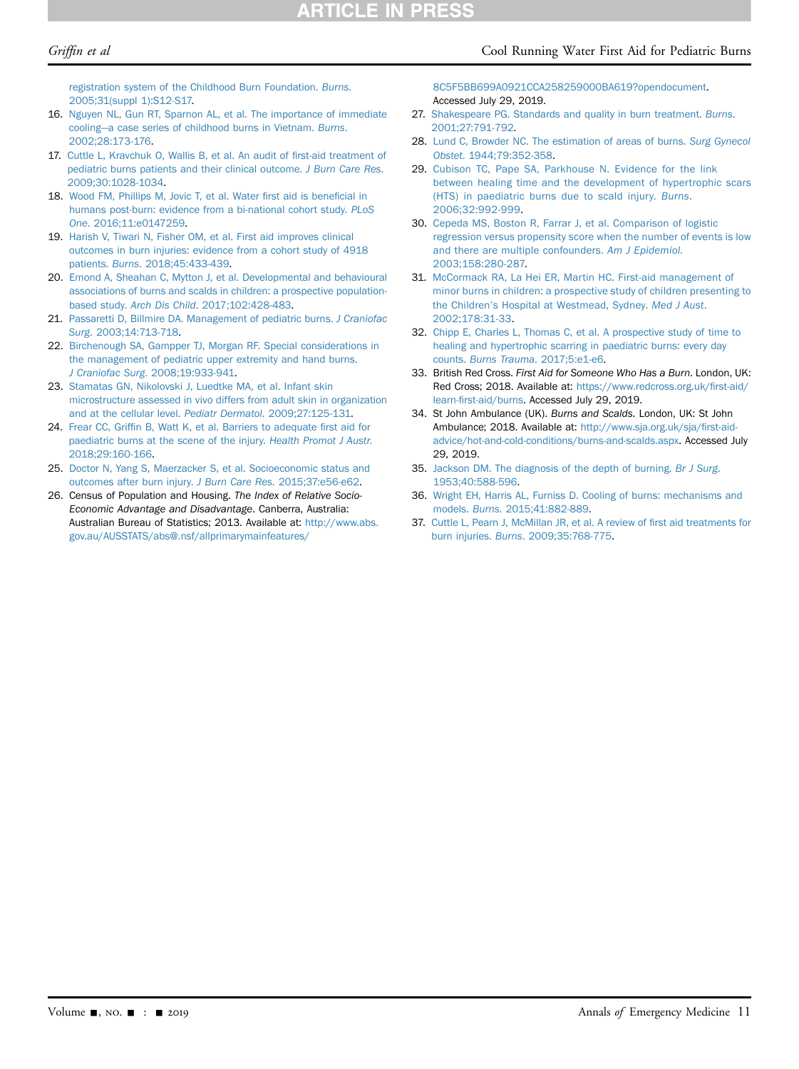registration system of the Childhood Burn Foundation. *Burns*. 2005;31(suppl 1):S12-S17.

16. Nguyen NL, Gun RT, Sparnon AL, et al. The importance of immediate cooling—a case series of childhood burns in Vietnam. *Burns*. 2002;28:173-176.
17. Cuttle L, Kravchuk O, Wallis B, et al. An audit of first-aid treatment of pediatric burns patients and their clinical outcome. *J Burn Care Res*. 2009;30:1028-1034.
18. Wood FM, Phillips M, Jovic T, et al. Water first aid is beneficial in humans post-burn: evidence from a bi-national cohort study. *PLoS One*. 2016;11:e0147259.
19. Harish V, Tiwari N, Fisher OM, et al. First aid improves clinical outcomes in burn injuries: evidence from a cohort study of 4918 patients. *Burns*. 2018;45:433-439.
20. Emond A, Sheahan C, Mytton J, et al. Developmental and behavioural associations of burns and scalds in children: a prospective population-based study. *Arch Dis Child*. 2017;102:428-483.
21. Passaretti D, Billmire DA. Management of pediatric burns. *J Craniofac Surg*. 2003;14:713-718.
22. Birchenough SA, Gampper TJ, Morgan RF. Special considerations in the management of pediatric upper extremity and hand burns. *J Craniofac Surg*. 2008;19:933-941.
23. Stamatas GN, Nikolovski J, Luedtke MA, et al. Infant skin microstructure assessed in vivo differs from adult skin in organization and at the cellular level. *Pediatr Dermatol*. 2009;27:125-131.
24. Frear CC, Griffin B, Watt K, et al. Barriers to adequate first aid for paediatric burns at the scene of the injury. *Health Promot J Austr*. 2018;29:160-166.
25. Doctor N, Yang S, Maerzacker S, et al. Socioeconomic status and outcomes after burn injury. *J Burn Care Res*. 2015;37:e56-e62.
26. Census of Population and Housing. *The Index of Relative Socio-Economic Advantage and Disadvantage*. Canberra, Australia: Australian Bureau of Statistics; 2013. Available at: http://www.abs.gov.au/AUSSTATS/abs@.nsf/allprimarymainfeatures/8C5F5BB699A0921CCA258259000BA619?opendocument. Accessed July 29, 2019.
27. Shakespeare PG. Standards and quality in burn treatment. *Burns*. 2001;27:791-792.
28. Lund C, Browder NC. The estimation of areas of burns. *Surg Gynecol Obstet*. 1944;79:352-358.
29. Cubison TC, Pape SA, Parkhouse N. Evidence for the link between healing time and the development of hypertrophic scars (HTS) in paediatric burns due to scald injury. *Burns*. 2006;32:992-999.
30. Cepeda MS, Boston R, Farrar J, et al. Comparison of logistic regression versus propensity score when the number of events is low and there are multiple confounders. *Am J Epidemiol*. 2003;158:280-287.
31. McCormack RA, La Hei ER, Martin HC. First-aid management of minor burns in children: a prospective study of children presenting to the Children's Hospital at Westmead, Sydney. *Med J Aust*. 2002;178:31-33.
32. Chipp E, Charles L, Thomas C, et al. A prospective study of time to healing and hypertrophic scarring in paediatric burns: every day counts. *Burns Trauma*. 2017;5:e1-e6.
33. British Red Cross. *First Aid for Someone Who Has a Burn*. London, UK: Red Cross; 2018. Available at: https://www.redcross.org.uk/first-aid/learn-first-aid/burns. Accessed July 29, 2019.
34. St John Ambulance (UK). *Burns and Scalds*. London, UK: St John Ambulance; 2018. Available at: http://www.sja.org.uk/sja/first-aid-advice/hot-and-cold-conditions/burns-and-scalds.aspx. Accessed July 29, 2019.
35. Jackson DM. The diagnosis of the depth of burning. *Br J Surg*. 1953;40:588-596.
36. Wright EH, Harris AL, Furniss D. Cooling of burns: mechanisms and models. *Burns*. 2015;41:882-889.
37. Cuttle L, Pearn J, McMillan JR, et al. A review of first aid treatments for burn injuries. *Burns*. 2009;35:768-775.